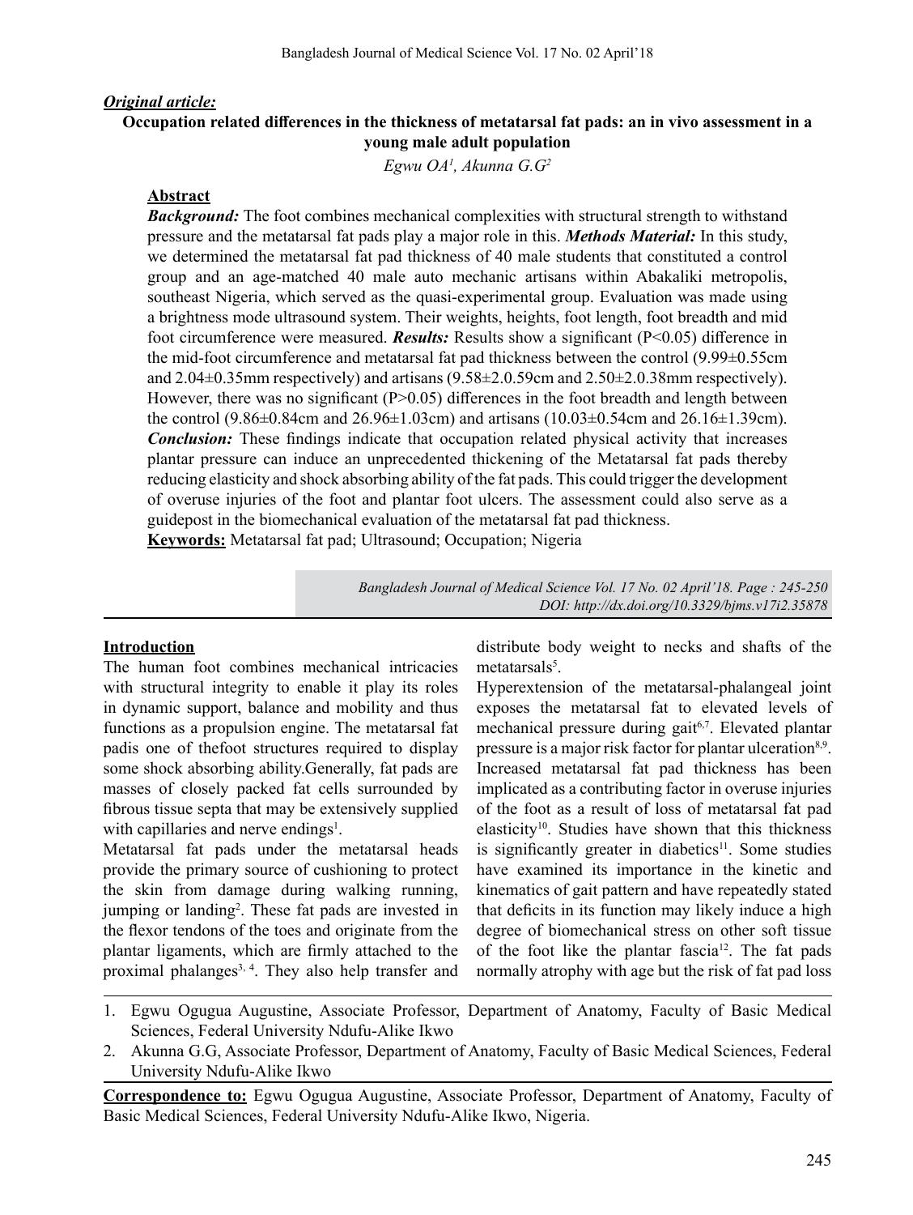*Original article:*

# Occupation related differences in the thickness of metatarsal fat pads: an in vivo assessment in a young male adult population

*Egwu OA[1], Akunna G.G[2]*

## Abstract

***Background:*** The foot combines mechanical complexities with structural strength to withstand pressure and the metatarsal fat pads play a major role in this. ***Methods Material:*** In this study, we determined the metatarsal fat pad thickness of 40 male students that constituted a control group and an age-matched 40 male auto mechanic artisans within Abakaliki metropolis, southeast Nigeria, which served as the quasi-experimental group. Evaluation was made using a brightness mode ultrasound system. Their weights, heights, foot length, foot breadth and mid foot circumference were measured. ***Results:*** Results show a significant ($P<0.05$) difference in the mid-foot circumference and metatarsal fat pad thickness between the control (9.99±0.55cm and 2.04±0.35mm respectively) and artisans (9.58±2.0.59cm and 2.50±2.0.38mm respectively). However, there was no significant ($P>0.05$) differences in the foot breadth and length between the control (9.86±0.84cm and 26.96±1.03cm) and artisans (10.03±0.54cm and 26.16±1.39cm). ***Conclusion:*** These findings indicate that occupation related physical activity that increases plantar pressure can induce an unprecedented thickening of the Metatarsal fat pads thereby reducing elasticity and shock absorbing ability of the fat pads. This could trigger the development of overuse injuries of the foot and plantar foot ulcers. The assessment could also serve as a guidepost in the biomechanical evaluation of the metatarsal fat pad thickness.

**Keywords:** Metatarsal fat pad; Ultrasound; Occupation; Nigeria

*DOI: http://dx.doi.org/10.3329/bjms.v17i2.35878*

## Introduction

The human foot combines mechanical intricacies with structural integrity to enable it play its roles in dynamic support, balance and mobility and thus functions as a propulsion engine. The metatarsal fat padis one of thefoot structures required to display some shock absorbing ability.Generally, fat pads are masses of closely packed fat cells surrounded by fibrous tissue septa that may be extensively supplied with capillaries and nerve endings[1].

Metatarsal fat pads under the metatarsal heads provide the primary source of cushioning to protect the skin from damage during walking running, jumping or landing[2]. These fat pads are invested in the flexor tendons of the toes and originate from the plantar ligaments, which are firmly attached to the proximal phalanges[3, 4]. They also help transfer and distribute body weight to necks and shafts of the metatarsals[5].

Hyperextension of the metatarsal-phalangeal joint exposes the metatarsal fat to elevated levels of mechanical pressure during gait[6,7]. Elevated plantar pressure is a major risk factor for plantar ulceration[8,9]. Increased metatarsal fat pad thickness has been implicated as a contributing factor in overuse injuries of the foot as a result of loss of metatarsal fat pad elasticity[10]. Studies have shown that this thickness is significantly greater in diabetics[11]. Some studies have examined its importance in the kinetic and kinematics of gait pattern and have repeatedly stated that deficits in its function may likely induce a high degree of biomechanical stress on other soft tissue of the foot like the plantar fascia[12]. The fat pads normally atrophy with age but the risk of fat pad loss

1. Egwu Ogugua Augustine, Associate Professor, Department of Anatomy, Faculty of Basic Medical Sciences, Federal University Ndufu-Alike Ikwo
2. Akunna G.G, Associate Professor, Department of Anatomy, Faculty of Basic Medical Sciences, Federal University Ndufu-Alike Ikwo

**Correspondence to:** Egwu Ogugua Augustine, Associate Professor, Department of Anatomy, Faculty of Basic Medical Sciences, Federal University Ndufu-Alike Ikwo, Nigeria.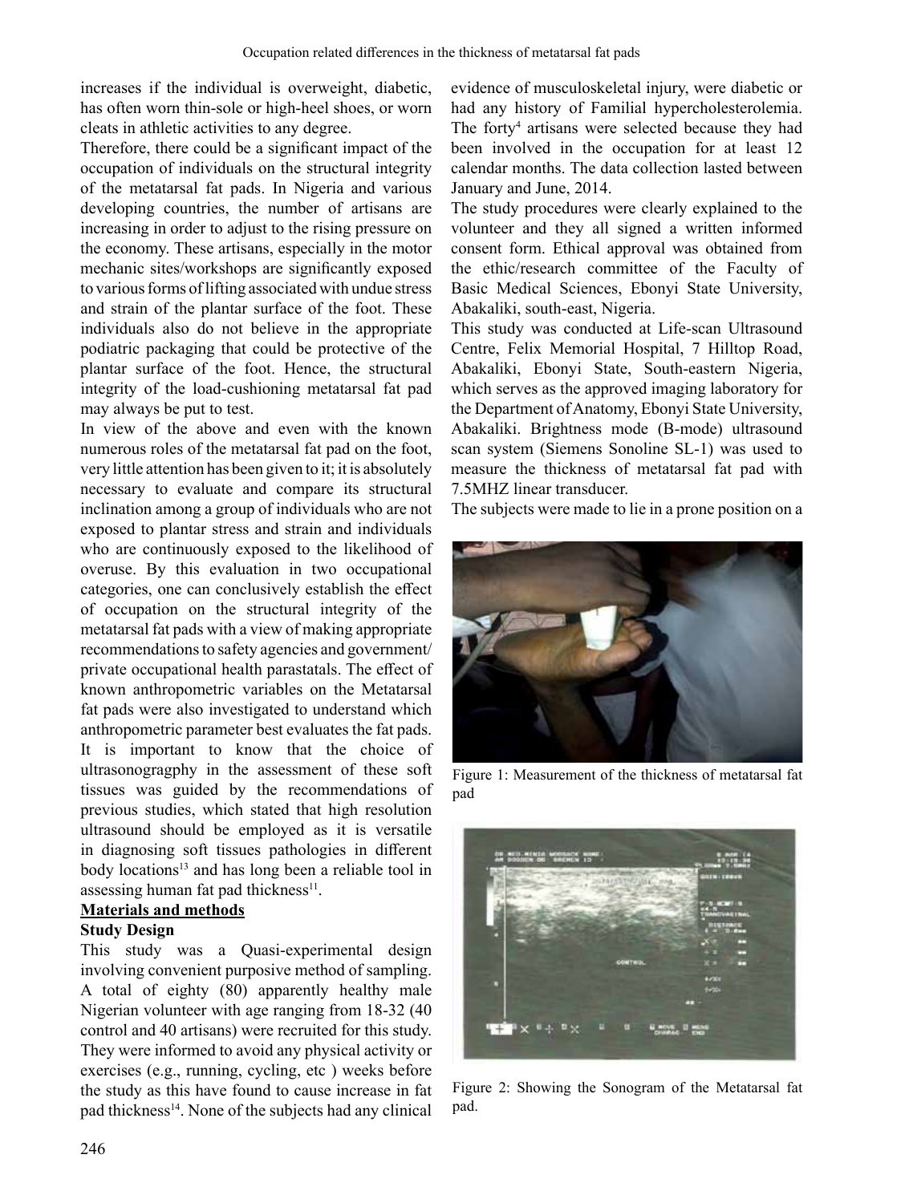increases if the individual is overweight, diabetic, has often worn thin-sole or high-heel shoes, or worn cleats in athletic activities to any degree.

Therefore, there could be a significant impact of the occupation of individuals on the structural integrity of the metatarsal fat pads. In Nigeria and various developing countries, the number of artisans are increasing in order to adjust to the rising pressure on the economy. These artisans, especially in the motor mechanic sites/workshops are significantly exposed to various forms of lifting associated with undue stress and strain of the plantar surface of the foot. These individuals also do not believe in the appropriate podiatric packaging that could be protective of the plantar surface of the foot. Hence, the structural integrity of the load-cushioning metatarsal fat pad may always be put to test.

In view of the above and even with the known numerous roles of the metatarsal fat pad on the foot, very little attention has been given to it; it is absolutely necessary to evaluate and compare its structural inclination among a group of individuals who are not exposed to plantar stress and strain and individuals who are continuously exposed to the likelihood of overuse. By this evaluation in two occupational categories, one can conclusively establish the effect of occupation on the structural integrity of the metatarsal fat pads with a view of making appropriate recommendations to safety agencies and government/private occupational health parastatals. The effect of known anthropometric variables on the Metatarsal fat pads were also investigated to understand which anthropometric parameter best evaluates the fat pads. It is important to know that the choice of ultrasonogragphy in the assessment of these soft tissues was guided by the recommendations of previous studies, which stated that high resolution ultrasound should be employed as it is versatile in diagnosing soft tissues pathologies in different body locations[13] and has long been a reliable tool in assessing human fat pad thickness[11].

## Materials and methods

### Study Design

This study was a Quasi-experimental design involving convenient purposive method of sampling. A total of eighty (80) apparently healthy male Nigerian volunteer with age ranging from 18-32 (40 control and 40 artisans) were recruited for this study. They were informed to avoid any physical activity or exercises (e.g., running, cycling, etc ) weeks before the study as this have found to cause increase in fat pad thickness[14]. None of the subjects had any clinical evidence of musculoskeletal injury, were diabetic or had any history of Familial hypercholesterolemia. The forty[4] artisans were selected because they had been involved in the occupation for at least 12 calendar months. The data collection lasted between January and June, 2014.

The study procedures were clearly explained to the volunteer and they all signed a written informed consent form. Ethical approval was obtained from the ethic/research committee of the Faculty of Basic Medical Sciences, Ebonyi State University, Abakaliki, south-east, Nigeria.

This study was conducted at Life-scan Ultrasound Centre, Felix Memorial Hospital, 7 Hilltop Road, Abakaliki, Ebonyi State, South-eastern Nigeria, which serves as the approved imaging laboratory for the Department of Anatomy, Ebonyi State University, Abakaliki. Brightness mode (B-mode) ultrasound scan system (Siemens Sonoline SL-1) was used to measure the thickness of metatarsal fat pad with 7.5MHZ linear transducer.

The subjects were made to lie in a prone position on a

Figure 1: Measurement of the thickness of metatarsal fat pad

Figure 2: Showing the Sonogram of the Metatarsal fat pad.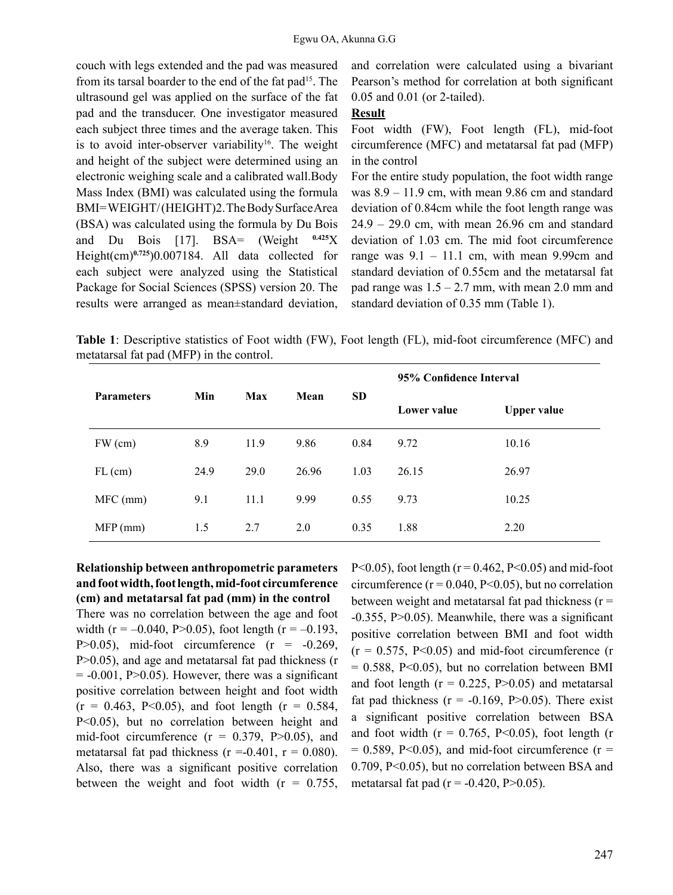couch with legs extended and the pad was measured from its tarsal boarder to the end of the fat pad[15]. The ultrasound gel was applied on the surface of the fat pad and the transducer. One investigator measured each subject three times and the average taken. This is to avoid inter-observer variability[16]. The weight and height of the subject were determined using an electronic weighing scale and a calibrated wall.Body Mass Index (BMI) was calculated using the formula BMI=WEIGHT/(HEIGHT)2.The Body Surface Area (BSA) was calculated using the formula by Du Bois and Du Bois [17]. BSA= (Weight $^{0.425}$X Height(cm)$^{0.725}$)0.007184. All data collected for each subject were analyzed using the Statistical Package for Social Sciences (SPSS) version 20. The results were arranged as mean±standard deviation, and correlation were calculated using a bivariant Pearson's method for correlation at both significant 0.05 and 0.01 (or 2-tailed).

## Result

Foot width (FW), Foot length (FL), mid-foot circumference (MFC) and metatarsal fat pad (MFP) in the control

For the entire study population, the foot width range was 8.9 – 11.9 cm, with mean 9.86 cm and standard deviation of 0.84cm while the foot length range was 24.9 – 29.0 cm, with mean 26.96 cm and standard deviation of 1.03 cm. The mid foot circumference range was 9.1 – 11.1 cm, with mean 9.99cm and standard deviation of 0.55cm and the metatarsal fat pad range was 1.5 – 2.7 mm, with mean 2.0 mm and standard deviation of 0.35 mm (Table 1).

**Table 1**: Descriptive statistics of Foot width (FW), Foot length (FL), mid-foot circumference (MFC) and metatarsal fat pad (MFP) in the control.

| Parameters | Min | Max | Mean | SD | 95% Confidence Interval | |
|---|---|---|---|---|---|---|
| | | | | | Lower value | Upper value |
| FW (cm) | 8.9 | 11.9 | 9.86 | 0.84 | 9.72 | 10.16 |
| FL (cm) | 24.9 | 29.0 | 26.96 | 1.03 | 26.15 | 26.97 |
| MFC (mm) | 9.1 | 11.1 | 9.99 | 0.55 | 9.73 | 10.25 |
| MFP (mm) | 1.5 | 2.7 | 2.0 | 0.35 | 1.88 | 2.20 |

**Relationship between anthropometric parameters and foot width, foot length, mid-foot circumference (cm) and metatarsal fat pad (mm) in the control**

There was no correlation between the age and foot width ($r = –0.040$, $P>0.05$), foot length ($r = –0.193$, $P>0.05$), mid-foot circumference ($r = -0.269$, $P>0.05$), and age and metatarsal fat pad thickness ($r = -0.001$, $P>0.05$). However, there was a significant positive correlation between height and foot width ($r = 0.463$, $P<0.05$), and foot length ($r = 0.584$, $P<0.05$), but no correlation between height and mid-foot circumference ($r = 0.379$, $P>0.05$), and metatarsal fat pad thickness ($r =-0.401$, $r = 0.080$). Also, there was a significant positive correlation between the weight and foot width ($r = 0.755$, $P<0.05$), foot length ($r = 0.462$, $P<0.05$) and mid-foot circumference ($r = 0.040$, $P<0.05$), but no correlation between weight and metatarsal fat pad thickness ($r = -0.355$, $P>0.05$). Meanwhile, there was a significant positive correlation between BMI and foot width ($r = 0.575$, $P<0.05$) and mid-foot circumference ($r = 0.588$, $P<0.05$), but no correlation between BMI and foot length ($r = 0.225$, $P>0.05$) and metatarsal fat pad thickness ($r = -0.169$, $P>0.05$). There exist a significant positive correlation between BSA and foot width ($r = 0.765$, $P<0.05$), foot length ($r = 0.589$, $P<0.05$), and mid-foot circumference ($r = 0.709$, $P<0.05$), but no correlation between BSA and metatarsal fat pad ($r = -0.420$, $P>0.05$).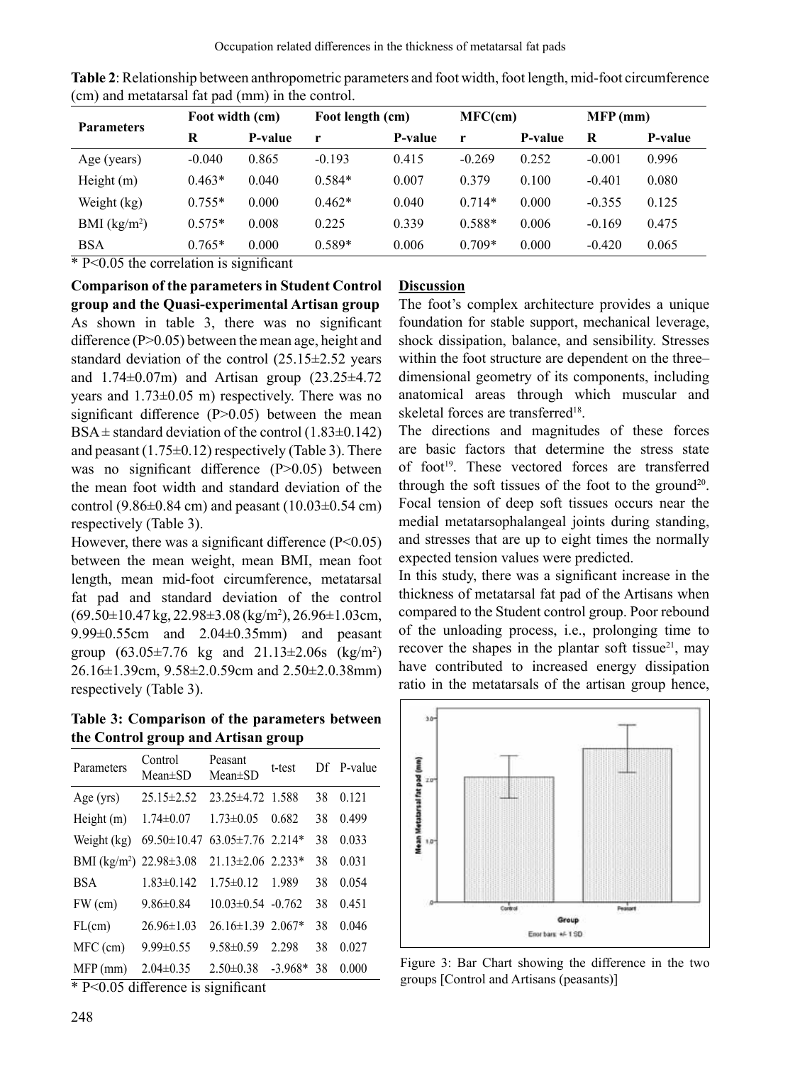**Table 2**: Relationship between anthropometric parameters and foot width, foot length, mid-foot circumference (cm) and metatarsal fat pad (mm) in the control.

| Parameters | Foot width (cm) | | Foot length (cm) | | MFC(cm) | | MFP (mm) | |
|---|---|---|---|---|---|---|---|---|
| | R | P-value | r | P-value | r | P-value | R | P-value |
| Age (years) | -0.040 | 0.865 | -0.193 | 0.415 | -0.269 | 0.252 | -0.001 | 0.996 |
| Height (m) | 0.463* | 0.040 | 0.584* | 0.007 | 0.379 | 0.100 | -0.401 | 0.080 |
| Weight (kg) | 0.755* | 0.000 | 0.462* | 0.040 | 0.714* | 0.000 | -0.355 | 0.125 |
| BMI ($kg/m^2$) | 0.575* | 0.008 | 0.225 | 0.339 | 0.588* | 0.006 | -0.169 | 0.475 |
| BSA | 0.765* | 0.000 | 0.589* | 0.006 | 0.709* | 0.000 | -0.420 | 0.065 |

* P<0.05 the correlation is significant

**Comparison of the parameters in Student Control group and the Quasi-experimental Artisan group**

As shown in table 3, there was no significant difference (P>0.05) between the mean age, height and standard deviation of the control (25.15±2.52 years and 1.74±0.07m) and Artisan group (23.25±4.72 years and 1.73±0.05 m) respectively. There was no significant difference (P>0.05) between the mean BSA ± standard deviation of the control (1.83±0.142) and peasant (1.75±0.12) respectively (Table 3). There was no significant difference (P>0.05) between the mean foot width and standard deviation of the control (9.86±0.84 cm) and peasant (10.03±0.54 cm) respectively (Table 3).

However, there was a significant difference (P<0.05) between the mean weight, mean BMI, mean foot length, mean mid-foot circumference, metatarsal fat pad and standard deviation of the control (69.50±10.47 kg, 22.98±3.08 ($kg/m^2$), 26.96±1.03cm, 9.99±0.55cm and 2.04±0.35mm) and peasant group (63.05±7.76 kg and 21.13±2.06s ($kg/m^2$) 26.16±1.39cm, 9.58±2.0.59cm and 2.50±2.0.38mm) respectively (Table 3).

**Table 3: Comparison of the parameters between the Control group and Artisan group**

| Parameters | Control Mean±SD | Peasant Mean±SD | t-test | Df | P-value |
|---|---|---|---|---|---|
| Age (yrs) | 25.15±2.52 | 23.25±4.72 | 1.588 | 38 | 0.121 |
| Height (m) | 1.74±0.07 | 1.73±0.05 | 0.682 | 38 | 0.499 |
| Weight (kg) | 69.50±10.47 | 63.05±7.76 | 2.214* | 38 | 0.033 |
| BMI ($kg/m^2$) | 22.98±3.08 | 21.13±2.06 | 2.233* | 38 | 0.031 |
| BSA | 1.83±0.142 | 1.75±0.12 | 1.989 | 38 | 0.054 |
| FW (cm) | 9.86±0.84 | 10.03±0.54 | -0.762 | 38 | 0.451 |
| FL(cm) | 26.96±1.03 | 26.16±1.39 | 2.067* | 38 | 0.046 |
| MFC (cm) | 9.99±0.55 | 9.58±0.59 | 2.298 | 38 | 0.027 |
| MFP (mm) | 2.04±0.35 | 2.50±0.38 | -3.968* | 38 | 0.000 |

* P<0.05 difference is significant

## Discussion

The foot's complex architecture provides a unique foundation for stable support, mechanical leverage, shock dissipation, balance, and sensibility. Stresses within the foot structure are dependent on the three–dimensional geometry of its components, including anatomical areas through which muscular and skeletal forces are transferred[18].

The directions and magnitudes of these forces are basic factors that determine the stress state of foot[19]. These vectored forces are transferred through the soft tissues of the foot to the ground[20]. Focal tension of deep soft tissues occurs near the medial metatarsophalangeal joints during standing, and stresses that are up to eight times the normally expected tension values were predicted.

In this study, there was a significant increase in the thickness of metatarsal fat pad of the Artisans when compared to the Student control group. Poor rebound of the unloading process, i.e., prolonging time to recover the shapes in the plantar soft tissue[21], may have contributed to increased energy dissipation ratio in the metatarsals of the artisan group hence,

Figure 3: Bar Chart showing the difference in the two groups [Control and Artisans (peasants)]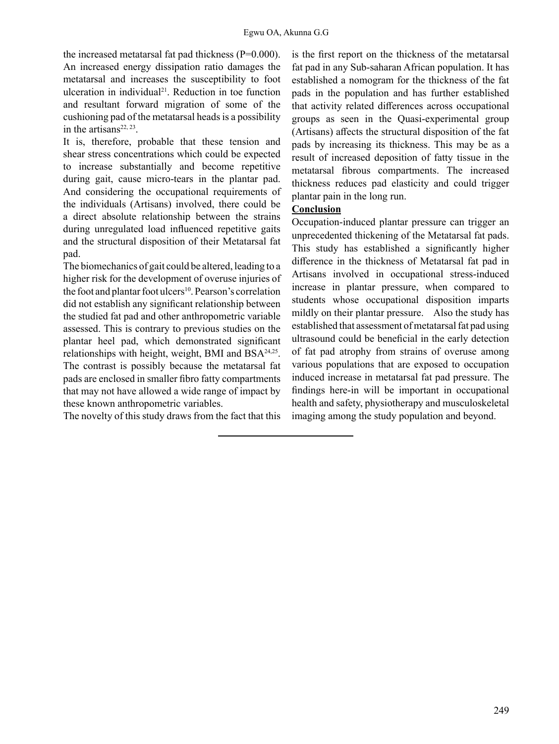the increased metatarsal fat pad thickness (P=0.000). An increased energy dissipation ratio damages the metatarsal and increases the susceptibility to foot ulceration in individual[21]. Reduction in toe function and resultant forward migration of some of the cushioning pad of the metatarsal heads is a possibility in the artisans[22, 23].

It is, therefore, probable that these tension and shear stress concentrations which could be expected to increase substantially and become repetitive during gait, cause micro-tears in the plantar pad. And considering the occupational requirements of the individuals (Artisans) involved, there could be a direct absolute relationship between the strains during unregulated load influenced repetitive gaits and the structural disposition of their Metatarsal fat pad.

The biomechanics of gait could be altered, leading to a higher risk for the development of overuse injuries of the foot and plantar foot ulcers[10]. Pearson's correlation did not establish any significant relationship between the studied fat pad and other anthropometric variable assessed. This is contrary to previous studies on the plantar heel pad, which demonstrated significant relationships with height, weight, BMI and BSA[24,25]. The contrast is possibly because the metatarsal fat pads are enclosed in smaller fibro fatty compartments that may not have allowed a wide range of impact by these known anthropometric variables.

The novelty of this study draws from the fact that this is the first report on the thickness of the metatarsal fat pad in any Sub-saharan African population. It has established a nomogram for the thickness of the fat pads in the population and has further established that activity related differences across occupational groups as seen in the Quasi-experimental group (Artisans) affects the structural disposition of the fat pads by increasing its thickness. This may be as a result of increased deposition of fatty tissue in the metatarsal fibrous compartments. The increased thickness reduces pad elasticity and could trigger plantar pain in the long run.

## Conclusion

Occupation-induced plantar pressure can trigger an unprecedented thickening of the Metatarsal fat pads. This study has established a significantly higher difference in the thickness of Metatarsal fat pad in Artisans involved in occupational stress-induced increase in plantar pressure, when compared to students whose occupational disposition imparts mildly on their plantar pressure. Also the study has established that assessment of metatarsal fat pad using ultrasound could be beneficial in the early detection of fat pad atrophy from strains of overuse among various populations that are exposed to occupation induced increase in metatarsal fat pad pressure. The findings here-in will be important in occupational health and safety, physiotherapy and musculoskeletal imaging among the study population and beyond.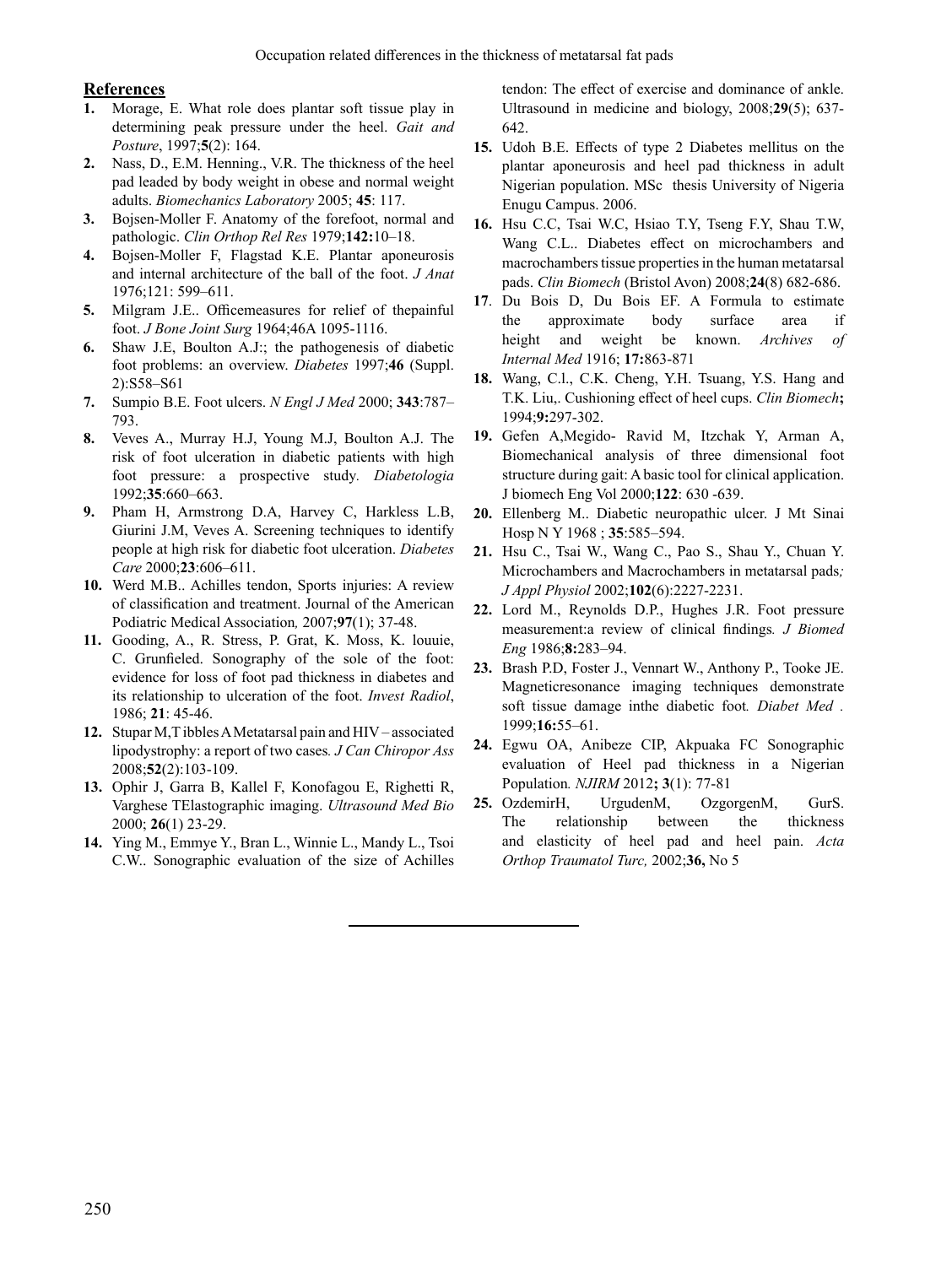## References

1. Morage, E. What role does plantar soft tissue play in determining peak pressure under the heel. *Gait and Posture*, 1997;**5**(2): 164.
2. Nass, D., E.M. Henning., V.R. The thickness of the heel pad leaded by body weight in obese and normal weight adults. *Biomechanics Laboratory* 2005; **45**: 117.
3. Bojsen-Moller F. Anatomy of the forefoot, normal and pathologic. *Clin Orthop Rel Res* 1979;**142:**10–18.
4. Bojsen-Moller F, Flagstad K.E. Plantar aponeurosis and internal architecture of the ball of the foot. *J Anat* 1976;121: 599–611.
5. Milgram J.E.. Officemeasures for relief of thepainful foot. *J Bone Joint Surg* 1964;46A 1095-1116.
6. Shaw J.E, Boulton A.J:; the pathogenesis of diabetic foot problems: an overview. *Diabetes* 1997;**46** (Suppl. 2):S58–S61
7. Sumpio B.E. Foot ulcers. *N Engl J Med* 2000; **343**:787–793.
8. Veves A., Murray H.J, Young M.J, Boulton A.J. The risk of foot ulceration in diabetic patients with high foot pressure: a prospective study. *Diabetologia* 1992;**35**:660–663.
9. Pham H, Armstrong D.A, Harvey C, Harkless L.B, Giurini J.M, Veves A. Screening techniques to identify people at high risk for diabetic foot ulceration. *Diabetes Care* 2000;**23**:606–611.
10. Werd M.B.. Achilles tendon, Sports injuries: A review of classification and treatment. Journal of the American Podiatric Medical Association*,* 2007;**97**(1); 37-48.
11. Gooding, A., R. Stress, P. Grat, K. Moss, K. louuie, C. Grunfieled. Sonography of the sole of the foot: evidence for loss of foot pad thickness in diabetes and its relationship to ulceration of the foot. *Invest Radiol*, 1986; **21**: 45-46.
12. Stupar M,T ibbles A Metatarsal pain and HIV – associated lipodystrophy: a report of two cases*. J Can Chiropor Ass* 2008;**52**(2):103-109.
13. Ophir J, Garra B, Kallel F, Konofagou E, Righetti R, Varghese TElastographic imaging. *Ultrasound Med Bio* 2000; **26**(1) 23-29.
14. Ying M., Emmye Y., Bran L., Winnie L., Mandy L., Tsoi C.W.. Sonographic evaluation of the size of Achilles tendon: The effect of exercise and dominance of ankle. Ultrasound in medicine and biology, 2008;**29**(5); 637-642.
15. Udoh B.E. Effects of type 2 Diabetes mellitus on the plantar aponeurosis and heel pad thickness in adult Nigerian population. MSc thesis University of Nigeria Enugu Campus. 2006.
16. Hsu C.C, Tsai W.C, Hsiao T.Y, Tseng F.Y, Shau T.W, Wang C.L.. Diabetes effect on microchambers and macrochambers tissue properties in the human metatarsal pads. *Clin Biomech* (Bristol Avon) 2008;**24(**8) 682-686.
17. Du Bois D, Du Bois EF. A Formula to estimate the approximate body surface area if height and weight be known. *Archives of Internal Med* 1916; **17:**863-871
18. Wang, C.l., C.K. Cheng, Y.H. Tsuang, Y.S. Hang and T.K. Liu,. Cushioning effect of heel cups. *Clin Biomech***;** 1994;**9:**297-302.
19. Gefen A,Megido- Ravid M, Itzchak Y, Arman A, Biomechanical analysis of three dimensional foot structure during gait: A basic tool for clinical application. J biomech Eng Vol 2000;**122**: 630 -639.
20. Ellenberg M.. Diabetic neuropathic ulcer. J Mt Sinai Hosp N Y 1968 ; **35**:585–594.
21. Hsu C., Tsai W., Wang C., Pao S., Shau Y., Chuan Y. Microchambers and Macrochambers in metatarsal pads*; J Appl Physiol* 2002;**102**(6):2227-2231.
22. Lord M., Reynolds D.P., Hughes J.R. Foot pressure measurement:a review of clinical findings*. J Biomed Eng* 1986;**8:**283–94.
23. Brash P.D, Foster J., Vennart W., Anthony P., Tooke JE. Magneticresonance imaging techniques demonstrate soft tissue damage inthe diabetic foot*. Diabet Med .* 1999;**16:**55–61.
24. Egwu OA, Anibeze CIP, Akpuaka FC Sonographic evaluation of Heel pad thickness in a Nigerian Population*. NJIRM* 2012**;** **3**(1): 77-81
25. OzdemirH, UrgudenM, OzgorgenM, GurS. The relationship between the thickness and elasticity of heel pad and heel pain. *Acta Orthop Traumatol Turc,* 2002;**36,** No 5